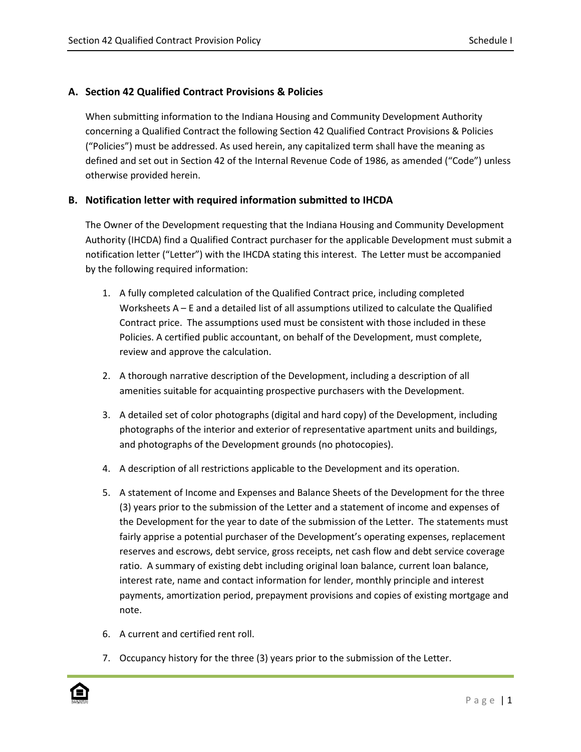## A. Section 42 Qualified Contract Provisions & Policies

When submitting information to the Indiana Housing and Community Development Authority concerning a Qualified Contract the following Section 42 Qualified Contract Provisions & Policies ("Policies") must be addressed. As used herein, any capitalized term shall have the meaning as defined and set out in Section 42 of the Internal Revenue Code of 1986, as amended ("Code") unless otherwise provided herein.

## B. Notification letter with required information submitted to IHCDA

The Owner of the Development requesting that the Indiana Housing and Community Development Authority (IHCDA) find a Qualified Contract purchaser for the applicable Development must submit a notification letter ("Letter") with the IHCDA stating this interest. The Letter must be accompanied by the following required information:

1. A fully completed calculation of the Qualified Contract price, including completed Worksheets A – E and a detailed list of all assumptions utilized to calculate the Qualified Contract price. The assumptions used must be consistent with those included in these Policies. A certified public accountant, on behalf of the Development, must complete, review and approve the calculation.

2. A thorough narrative description of the Development, including a description of all amenities suitable for acquainting prospective purchasers with the Development.

3. A detailed set of color photographs (digital and hard copy) of the Development, including photographs of the interior and exterior of representative apartment units and buildings, and photographs of the Development grounds (no photocopies).

4. A description of all restrictions applicable to the Development and its operation.

5. A statement of Income and Expenses and Balance Sheets of the Development for the three (3) years prior to the submission of the Letter and a statement of income and expenses of the Development for the year to date of the submission of the Letter. The statements must fairly apprise a potential purchaser of the Development's operating expenses, replacement reserves and escrows, debt service, gross receipts, net cash flow and debt service coverage ratio. A summary of existing debt including original loan balance, current loan balance, interest rate, name and contact information for lender, monthly principle and interest payments, amortization period, prepayment provisions and copies of existing mortgage and note.

6. A current and certified rent roll.

7. Occupancy history for the three (3) years prior to the submission of the Letter.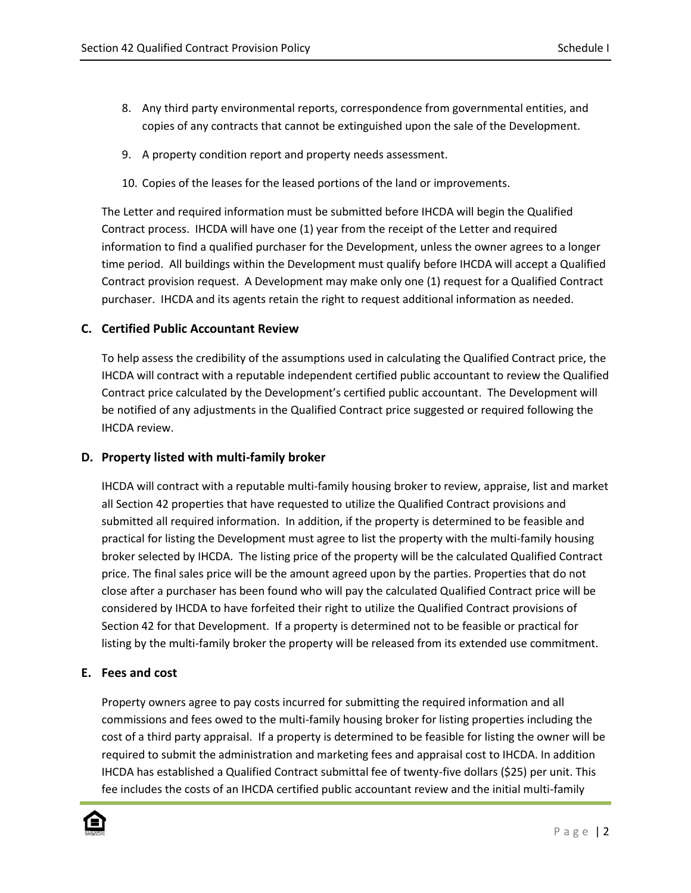8. Any third party environmental reports, correspondence from governmental entities, and copies of any contracts that cannot be extinguished upon the sale of the Development.

9. A property condition report and property needs assessment.

10. Copies of the leases for the leased portions of the land or improvements.

The Letter and required information must be submitted before IHCDA will begin the Qualified Contract process. IHCDA will have one (1) year from the receipt of the Letter and required information to find a qualified purchaser for the Development, unless the owner agrees to a longer time period. All buildings within the Development must qualify before IHCDA will accept a Qualified Contract provision request. A Development may make only one (1) request for a Qualified Contract purchaser. IHCDA and its agents retain the right to request additional information as needed.

### C. Certified Public Accountant Review

To help assess the credibility of the assumptions used in calculating the Qualified Contract price, the IHCDA will contract with a reputable independent certified public accountant to review the Qualified Contract price calculated by the Development's certified public accountant. The Development will be notified of any adjustments in the Qualified Contract price suggested or required following the IHCDA review.

### D. Property listed with multi-family broker

IHCDA will contract with a reputable multi-family housing broker to review, appraise, list and market all Section 42 properties that have requested to utilize the Qualified Contract provisions and submitted all required information. In addition, if the property is determined to be feasible and practical for listing the Development must agree to list the property with the multi-family housing broker selected by IHCDA. The listing price of the property will be the calculated Qualified Contract price. The final sales price will be the amount agreed upon by the parties. Properties that do not close after a purchaser has been found who will pay the calculated Qualified Contract price will be considered by IHCDA to have forfeited their right to utilize the Qualified Contract provisions of Section 42 for that Development. If a property is determined not to be feasible or practical for listing by the multi-family broker the property will be released from its extended use commitment.

### E. Fees and cost

Property owners agree to pay costs incurred for submitting the required information and all commissions and fees owed to the multi-family housing broker for listing properties including the cost of a third party appraisal. If a property is determined to be feasible for listing the owner will be required to submit the administration and marketing fees and appraisal cost to IHCDA. In addition IHCDA has established a Qualified Contract submittal fee of twenty-five dollars ($25) per unit. This fee includes the costs of an IHCDA certified public accountant review and the initial multi-family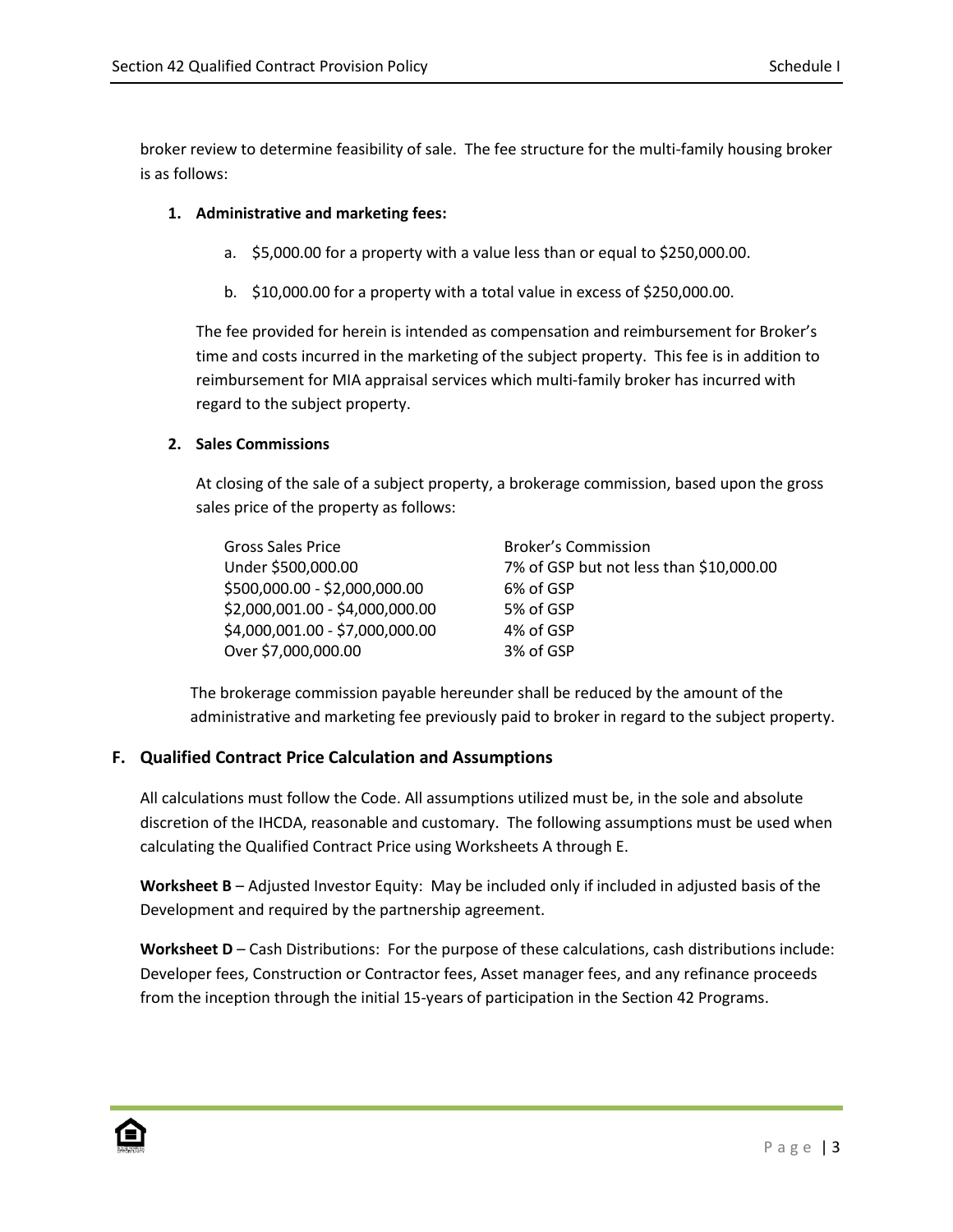broker review to determine feasibility of sale. The fee structure for the multi-family housing broker is as follows:

1. **Administrative and marketing fees:**

   a. $5,000.00 for a property with a value less than or equal to $250,000.00.

   b. $10,000.00 for a property with a total value in excess of $250,000.00.

   The fee provided for herein is intended as compensation and reimbursement for Broker's time and costs incurred in the marketing of the subject property. This fee is in addition to reimbursement for MIA appraisal services which multi-family broker has incurred with regard to the subject property.

2. **Sales Commissions**

   At closing of the sale of a subject property, a brokerage commission, based upon the gross sales price of the property as follows:

| Gross Sales Price | Broker's Commission |
|---|---|
| Under $500,000.00 | 7% of GSP but not less than $10,000.00 |
| $500,000.00 - $2,000,000.00 | 6% of GSP |
| $2,000,001.00 - $4,000,000.00 | 5% of GSP |
| $4,000,001.00 - $7,000,000.00 | 4% of GSP |
| Over $7,000,000.00 | 3% of GSP |

The brokerage commission payable hereunder shall be reduced by the amount of the administrative and marketing fee previously paid to broker in regard to the subject property.

## F. Qualified Contract Price Calculation and Assumptions

All calculations must follow the Code. All assumptions utilized must be, in the sole and absolute discretion of the IHCDA, reasonable and customary. The following assumptions must be used when calculating the Qualified Contract Price using Worksheets A through E.

**Worksheet B** – Adjusted Investor Equity: May be included only if included in adjusted basis of the Development and required by the partnership agreement.

**Worksheet D** – Cash Distributions: For the purpose of these calculations, cash distributions include: Developer fees, Construction or Contractor fees, Asset manager fees, and any refinance proceeds from the inception through the initial 15-years of participation in the Section 42 Programs.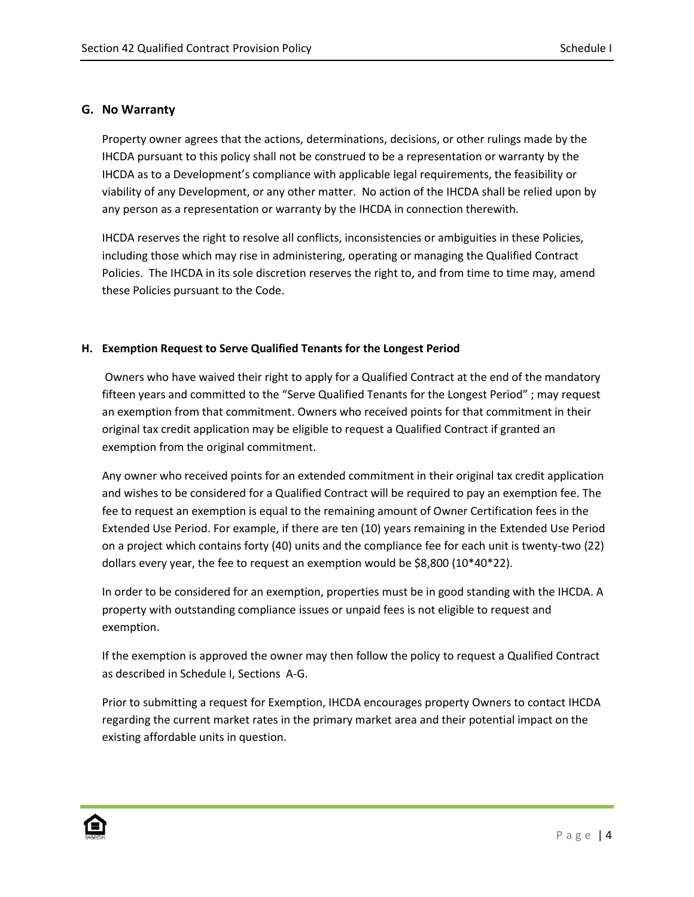## G. No Warranty

Property owner agrees that the actions, determinations, decisions, or other rulings made by the IHCDA pursuant to this policy shall not be construed to be a representation or warranty by the IHCDA as to a Development's compliance with applicable legal requirements, the feasibility or viability of any Development, or any other matter. No action of the IHCDA shall be relied upon by any person as a representation or warranty by the IHCDA in connection therewith.

IHCDA reserves the right to resolve all conflicts, inconsistencies or ambiguities in these Policies, including those which may rise in administering, operating or managing the Qualified Contract Policies. The IHCDA in its sole discretion reserves the right to, and from time to time may, amend these Policies pursuant to the Code.

## H. Exemption Request to Serve Qualified Tenants for the Longest Period

Owners who have waived their right to apply for a Qualified Contract at the end of the mandatory fifteen years and committed to the "Serve Qualified Tenants for the Longest Period" ; may request an exemption from that commitment. Owners who received points for that commitment in their original tax credit application may be eligible to request a Qualified Contract if granted an exemption from the original commitment.

Any owner who received points for an extended commitment in their original tax credit application and wishes to be considered for a Qualified Contract will be required to pay an exemption fee. The fee to request an exemption is equal to the remaining amount of Owner Certification fees in the Extended Use Period. For example, if there are ten (10) years remaining in the Extended Use Period on a project which contains forty (40) units and the compliance fee for each unit is twenty-two (22) dollars every year, the fee to request an exemption would be $8,800 (10*40*22).

In order to be considered for an exemption, properties must be in good standing with the IHCDA. A property with outstanding compliance issues or unpaid fees is not eligible to request and exemption.

If the exemption is approved the owner may then follow the policy to request a Qualified Contract as described in Schedule I, Sections A-G.

Prior to submitting a request for Exemption, IHCDA encourages property Owners to contact IHCDA regarding the current market rates in the primary market area and their potential impact on the existing affordable units in question.